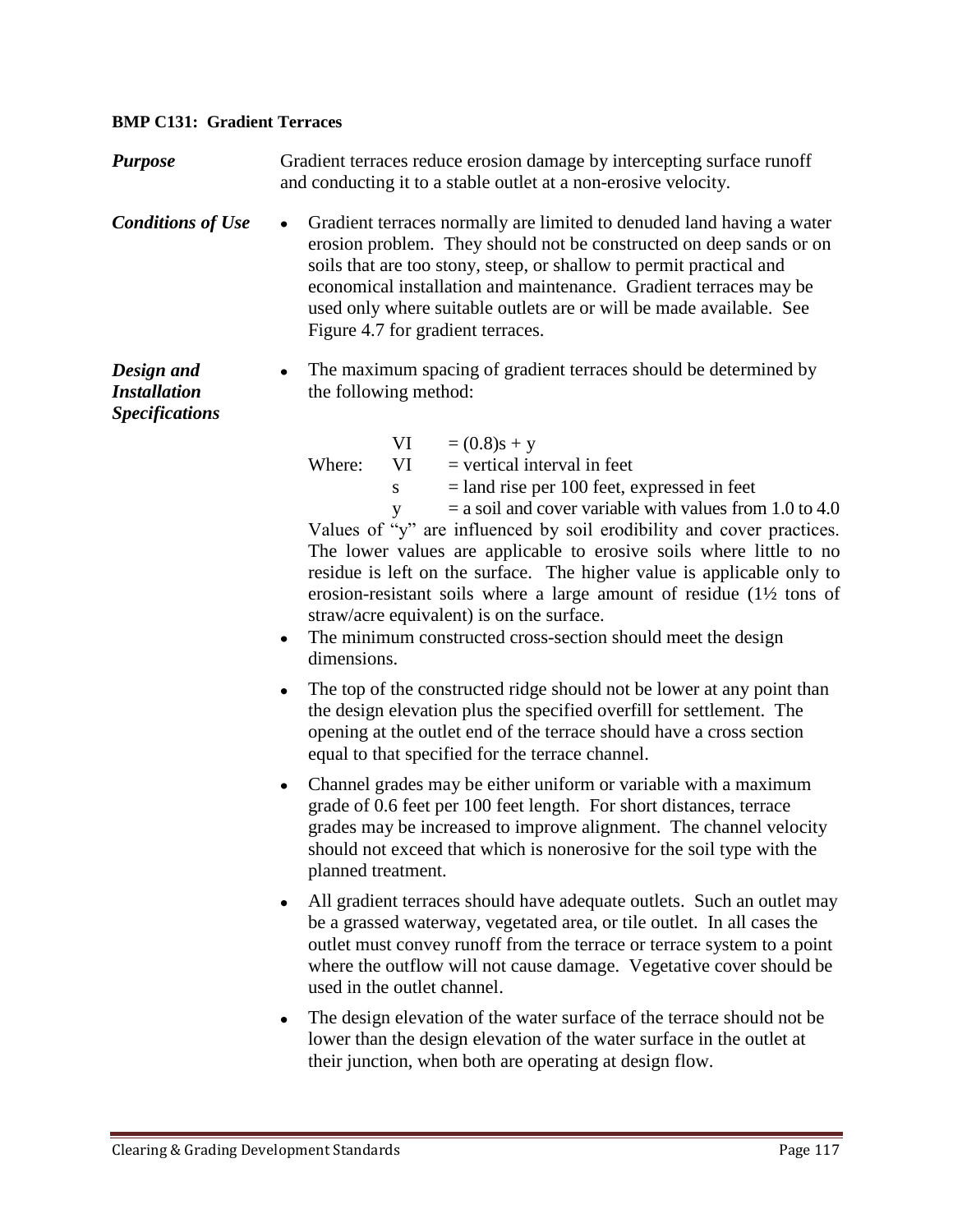### BMP C131: Gradient Terraces

***Purpose***

Gradient terraces reduce erosion damage by intercepting surface runoff and conducting it to a stable outlet at a non-erosive velocity.

***Conditions of Use***

- Gradient terraces normally are limited to denuded land having a water erosion problem. They should not be constructed on deep sands or on soils that are too stony, steep, or shallow to permit practical and economical installation and maintenance. Gradient terraces may be used only where suitable outlets are or will be made available. See Figure 4.7 for gradient terraces.

***Design and Installation Specifications***

- The maximum spacing of gradient terraces should be determined by the following method:

  $$VI = (0.8)s + y$$

  Where:
  - $VI$ = vertical interval in feet
  - $s$ = land rise per 100 feet, expressed in feet
  - $y$ = a soil and cover variable with values from 1.0 to 4.0

  Values of "y" are influenced by soil erodibility and cover practices. The lower values are applicable to erosive soils where little to no residue is left on the surface. The higher value is applicable only to erosion-resistant soils where a large amount of residue (1½ tons of straw/acre equivalent) is on the surface.
- The minimum constructed cross-section should meet the design dimensions.
- The top of the constructed ridge should not be lower at any point than the design elevation plus the specified overfill for settlement. The opening at the outlet end of the terrace should have a cross section equal to that specified for the terrace channel.
- Channel grades may be either uniform or variable with a maximum grade of 0.6 feet per 100 feet length. For short distances, terrace grades may be increased to improve alignment. The channel velocity should not exceed that which is nonerosive for the soil type with the planned treatment.
- All gradient terraces should have adequate outlets. Such an outlet may be a grassed waterway, vegetated area, or tile outlet. In all cases the outlet must convey runoff from the terrace or terrace system to a point where the outflow will not cause damage. Vegetative cover should be used in the outlet channel.
- The design elevation of the water surface of the terrace should not be lower than the design elevation of the water surface in the outlet at their junction, when both are operating at design flow.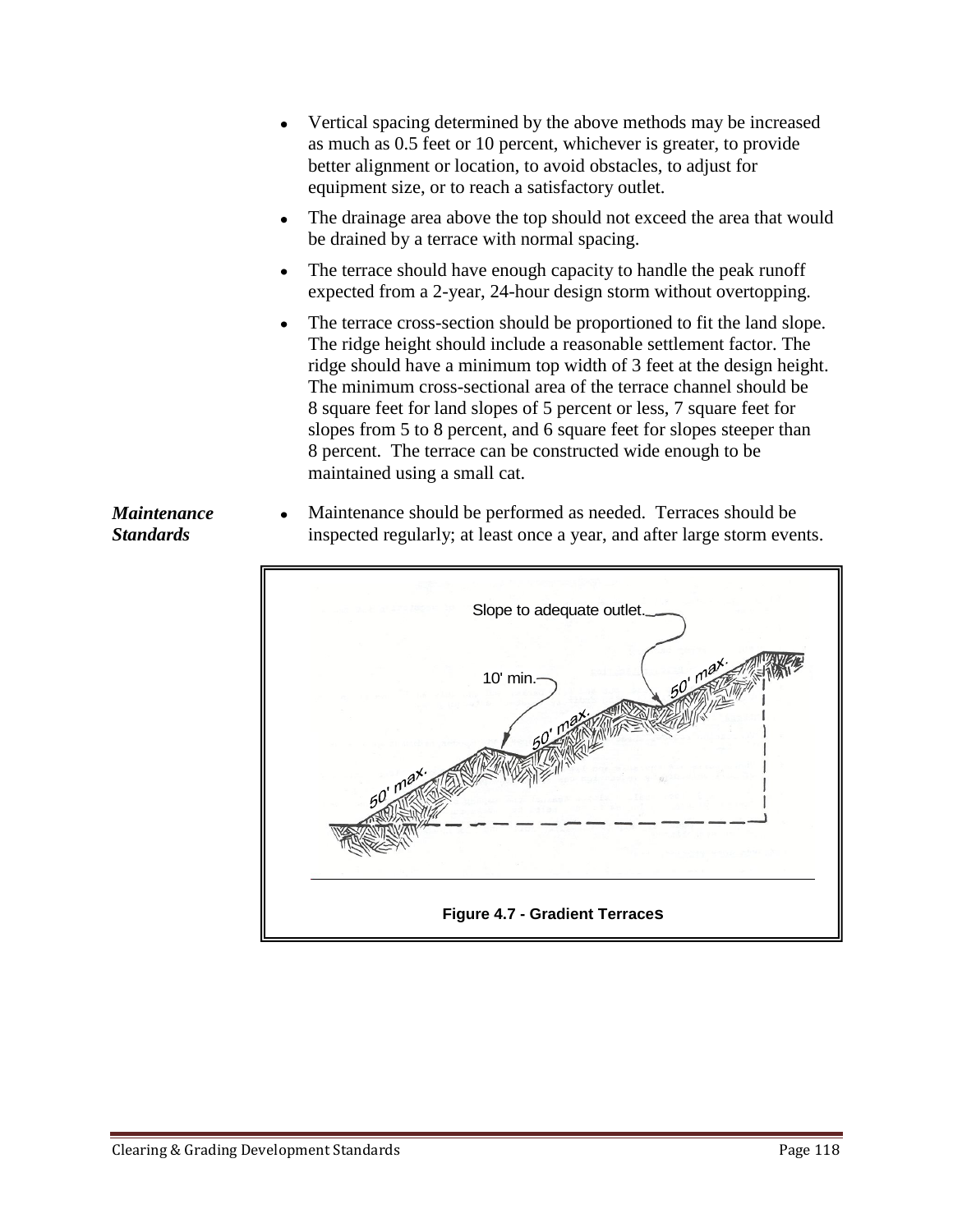- Vertical spacing determined by the above methods may be increased as much as 0.5 feet or 10 percent, whichever is greater, to provide better alignment or location, to avoid obstacles, to adjust for equipment size, or to reach a satisfactory outlet.
- The drainage area above the top should not exceed the area that would be drained by a terrace with normal spacing.
- The terrace should have enough capacity to handle the peak runoff expected from a 2-year, 24-hour design storm without overtopping.
- The terrace cross-section should be proportioned to fit the land slope. The ridge height should include a reasonable settlement factor. The ridge should have a minimum top width of 3 feet at the design height. The minimum cross-sectional area of the terrace channel should be 8 square feet for land slopes of 5 percent or less, 7 square feet for slopes from 5 to 8 percent, and 6 square feet for slopes steeper than 8 percent. The terrace can be constructed wide enough to be maintained using a small cat.

***Maintenance Standards***

- Maintenance should be performed as needed. Terraces should be inspected regularly; at least once a year, and after large storm events.

Slope to adequate outlet.

10' min.

50' max.

50' max.

50' max.

**Figure 4.7 - Gradient Terraces**